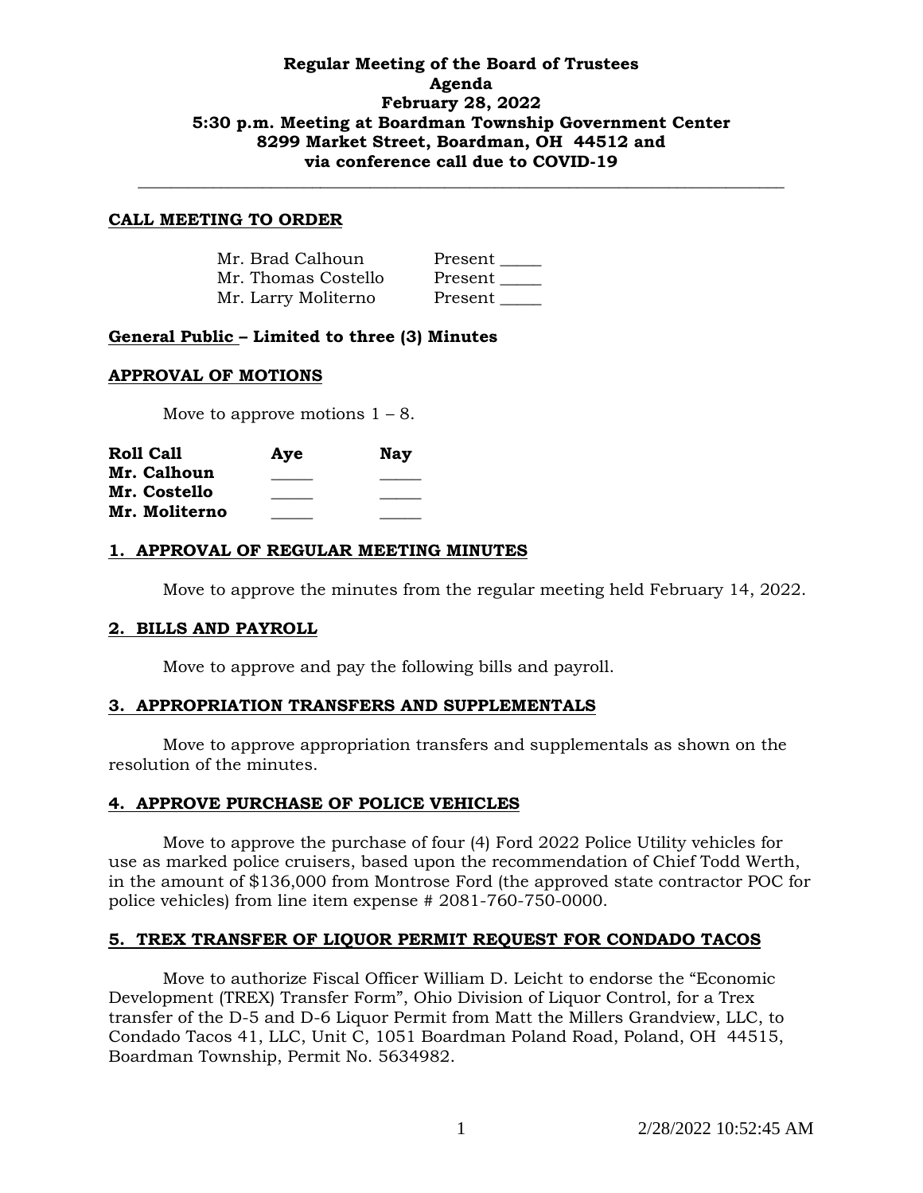**Regular Meeting of the Board of Trustees**
**Agenda**
**February 28, 2022**
**5:30 p.m. Meeting at Boardman Township Government Center**
**8299 Market Street, Boardman, OH 44512 and**
**via conference call due to COVID-19**

---

## CALL MEETING TO ORDER

| | |
|---|---|
| Mr. Brad Calhoun | Present _____ |
| Mr. Thomas Costello | Present _____ |
| Mr. Larry Moliterno | Present _____ |

**General Public – Limited to three (3) Minutes**

## APPROVAL OF MOTIONS

Move to approve motions 1 – 8.

| Roll Call | Aye | Nay |
|---|---|---|
| **Mr. Calhoun** | _____ | _____ |
| **Mr. Costello** | _____ | _____ |
| **Mr. Moliterno** | _____ | _____ |

## 1. APPROVAL OF REGULAR MEETING MINUTES

Move to approve the minutes from the regular meeting held February 14, 2022.

## 2. BILLS AND PAYROLL

Move to approve and pay the following bills and payroll.

## 3. APPROPRIATION TRANSFERS AND SUPPLEMENTALS

Move to approve appropriation transfers and supplementals as shown on the resolution of the minutes.

## 4. APPROVE PURCHASE OF POLICE VEHICLES

Move to approve the purchase of four (4) Ford 2022 Police Utility vehicles for use as marked police cruisers, based upon the recommendation of Chief Todd Werth, in the amount of $136,000 from Montrose Ford (the approved state contractor POC for police vehicles) from line item expense # 2081-760-750-0000.

## 5. TREX TRANSFER OF LIQUOR PERMIT REQUEST FOR CONDADO TACOS

Move to authorize Fiscal Officer William D. Leicht to endorse the "Economic Development (TREX) Transfer Form", Ohio Division of Liquor Control, for a Trex transfer of the D-5 and D-6 Liquor Permit from Matt the Millers Grandview, LLC, to Condado Tacos 41, LLC, Unit C, 1051 Boardman Poland Road, Poland, OH 44515, Boardman Township, Permit No. 5634982.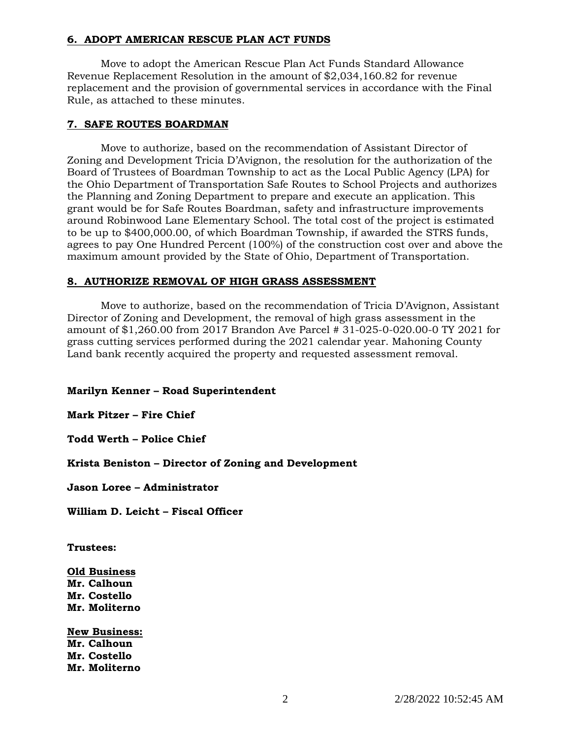**6. ADOPT AMERICAN RESCUE PLAN ACT FUNDS**

Move to adopt the American Rescue Plan Act Funds Standard Allowance Revenue Replacement Resolution in the amount of $2,034,160.82 for revenue replacement and the provision of governmental services in accordance with the Final Rule, as attached to these minutes.

**7. SAFE ROUTES BOARDMAN**

Move to authorize, based on the recommendation of Assistant Director of Zoning and Development Tricia D'Avignon, the resolution for the authorization of the Board of Trustees of Boardman Township to act as the Local Public Agency (LPA) for the Ohio Department of Transportation Safe Routes to School Projects and authorizes the Planning and Zoning Department to prepare and execute an application. This grant would be for Safe Routes Boardman, safety and infrastructure improvements around Robinwood Lane Elementary School. The total cost of the project is estimated to be up to $400,000.00, of which Boardman Township, if awarded the STRS funds, agrees to pay One Hundred Percent (100%) of the construction cost over and above the maximum amount provided by the State of Ohio, Department of Transportation.

**8. AUTHORIZE REMOVAL OF HIGH GRASS ASSESSMENT**

Move to authorize, based on the recommendation of Tricia D'Avignon, Assistant Director of Zoning and Development, the removal of high grass assessment in the amount of $1,260.00 from 2017 Brandon Ave Parcel # 31-025-0-020.00-0 TY 2021 for grass cutting services performed during the 2021 calendar year. Mahoning County Land bank recently acquired the property and requested assessment removal.

**Marilyn Kenner – Road Superintendent**

**Mark Pitzer – Fire Chief**

**Todd Werth – Police Chief**

**Krista Beniston – Director of Zoning and Development**

**Jason Loree – Administrator**

**William D. Leicht – Fiscal Officer**

**Trustees:**

**Old Business**
**Mr. Calhoun**
**Mr. Costello**
**Mr. Moliterno**

**New Business:**
**Mr. Calhoun**
**Mr. Costello**
**Mr. Moliterno**

2/28/2022 10:52:45 AM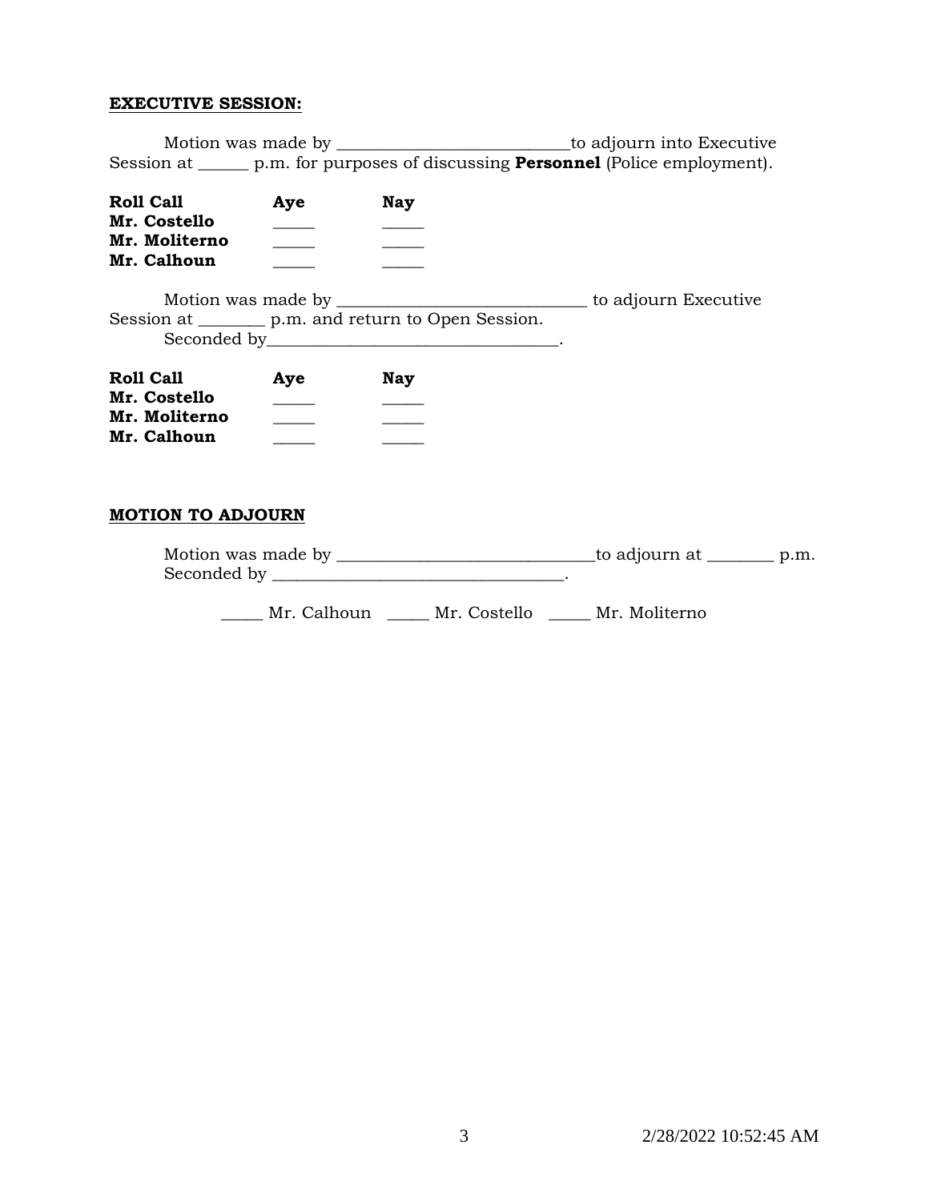**EXECUTIVE SESSION:**

Motion was made by ___________________________to adjourn into Executive Session at ______ p.m. for purposes of discussing **Personnel** (Police employment).

| **Roll Call** | **Aye** | **Nay** |
|---|---|---|
| **Mr. Costello** | _____ | _____ |
| **Mr. Moliterno** | _____ | _____ |
| **Mr. Calhoun** | _____ | _____ |

Motion was made by _____________________________ to adjourn Executive Session at ________ p.m. and return to Open Session.
Seconded by__________________________________.

| **Roll Call** | **Aye** | **Nay** |
|---|---|---|
| **Mr. Costello** | _____ | _____ |
| **Mr. Moliterno** | _____ | _____ |
| **Mr. Calhoun** | _____ | _____ |

**MOTION TO ADJOURN**

Motion was made by ______________________________to adjourn at ________ p.m.
Seconded by __________________________________.

_____ Mr. Calhoun _____ Mr. Costello _____ Mr. Moliterno

2/28/2022 10:52:45 AM